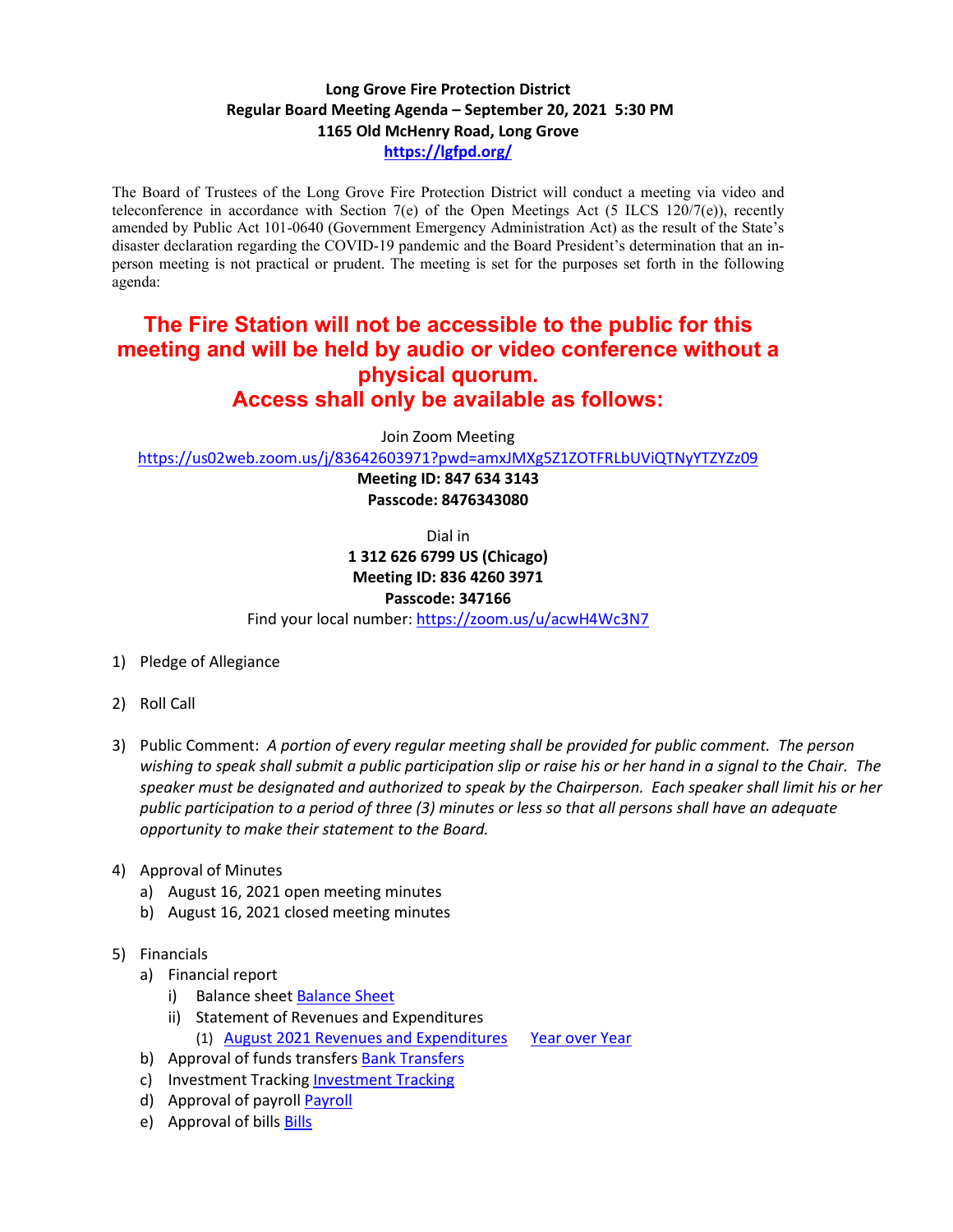**Long Grove Fire Protection District**
**Regular Board Meeting Agenda – September 20, 2021 5:30 PM**
**1165 Old McHenry Road, Long Grove**
**[https://lgfpd.org/](https://lgfpd.org/)**

The Board of Trustees of the Long Grove Fire Protection District will conduct a meeting via video and teleconference in accordance with Section 7(e) of the Open Meetings Act (5 ILCS 120/7(e)), recently amended by Public Act 101-0640 (Government Emergency Administration Act) as the result of the State's disaster declaration regarding the COVID-19 pandemic and the Board President's determination that an in-person meeting is not practical or prudent. The meeting is set for the purposes set forth in the following agenda:

**The Fire Station will not be accessible to the public for this meeting and will be held by audio or video conference without a physical quorum.**
**Access shall only be available as follows:**

Join Zoom Meeting
https://us02web.zoom.us/j/83642603971?pwd=amxJMXg5Z1ZOTFRLbUViQTNyYTZYZz09
**Meeting ID: 847 634 3143**
**Passcode: 8476343080**

Dial in
**1 312 626 6799 US (Chicago)**
**Meeting ID: 836 4260 3971**
**Passcode: 347166**
Find your local number: https://zoom.us/u/acwH4Wc3N7

1) Pledge of Allegiance

2) Roll Call

3) Public Comment: *A portion of every regular meeting shall be provided for public comment. The person wishing to speak shall submit a public participation slip or raise his or her hand in a signal to the Chair. The speaker must be designated and authorized to speak by the Chairperson. Each speaker shall limit his or her public participation to a period of three (3) minutes or less so that all persons shall have an adequate opportunity to make their statement to the Board.*

4) Approval of Minutes
   a) August 16, 2021 open meeting minutes
   b) August 16, 2021 closed meeting minutes

5) Financials
   a) Financial report
      i) Balance sheet Balance Sheet
      ii) Statement of Revenues and Expenditures
         (1) August 2021 Revenues and Expenditures     Year over Year
   b) Approval of funds transfers Bank Transfers
   c) Investment Tracking Investment Tracking
   d) Approval of payroll Payroll
   e) Approval of bills Bills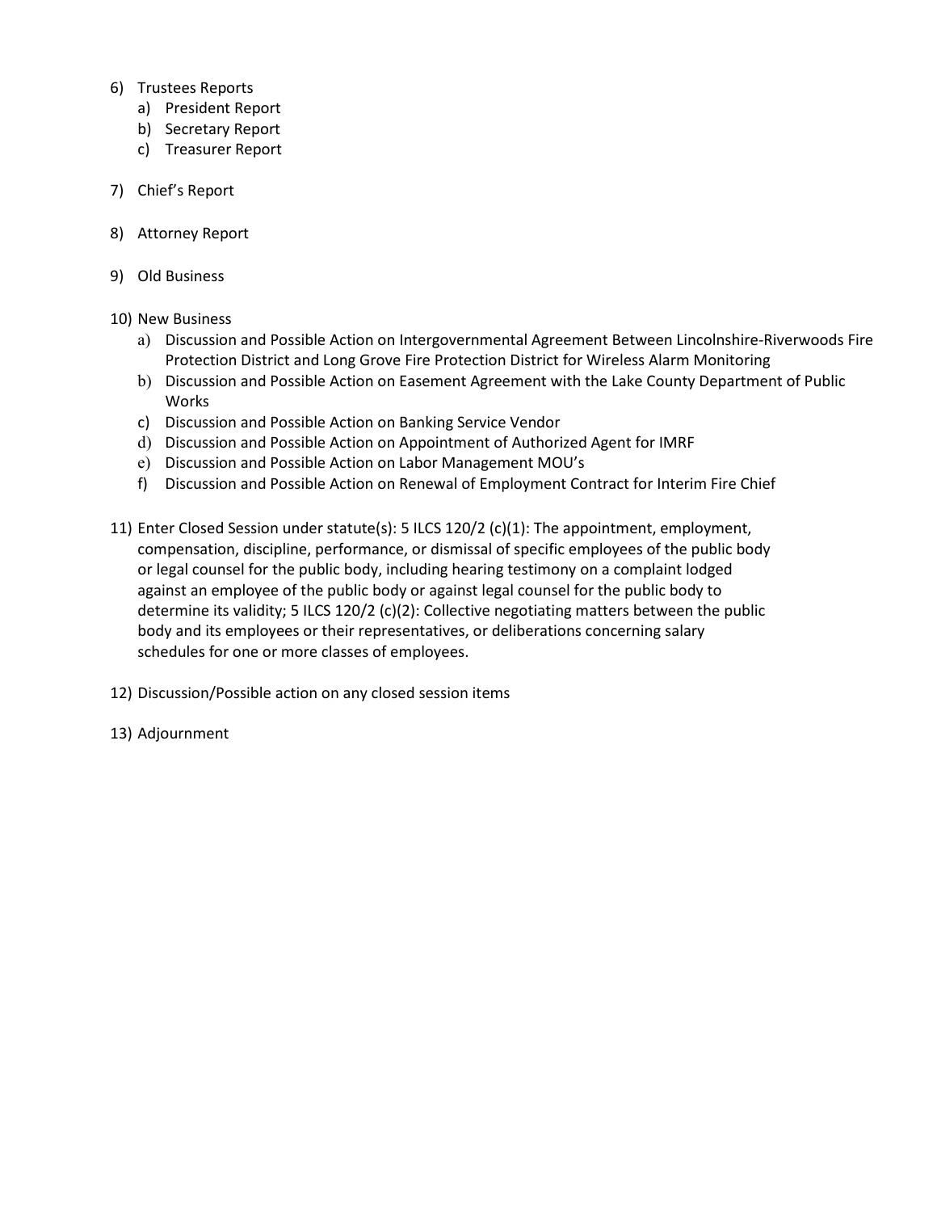6) Trustees Reports
    a) President Report
    b) Secretary Report
    c) Treasurer Report

7) Chief's Report

8) Attorney Report

9) Old Business

10) New Business
    a) Discussion and Possible Action on Intergovernmental Agreement Between Lincolnshire-Riverwoods Fire Protection District and Long Grove Fire Protection District for Wireless Alarm Monitoring
    b) Discussion and Possible Action on Easement Agreement with the Lake County Department of Public Works
    c) Discussion and Possible Action on Banking Service Vendor
    d) Discussion and Possible Action on Appointment of Authorized Agent for IMRF
    e) Discussion and Possible Action on Labor Management MOU's
    f) Discussion and Possible Action on Renewal of Employment Contract for Interim Fire Chief

11) Enter Closed Session under statute(s): 5 ILCS 120/2 (c)(1): The appointment, employment, compensation, discipline, performance, or dismissal of specific employees of the public body or legal counsel for the public body, including hearing testimony on a complaint lodged against an employee of the public body or against legal counsel for the public body to determine its validity; 5 ILCS 120/2 (c)(2): Collective negotiating matters between the public body and its employees or their representatives, or deliberations concerning salary schedules for one or more classes of employees.

12) Discussion/Possible action on any closed session items

13) Adjournment